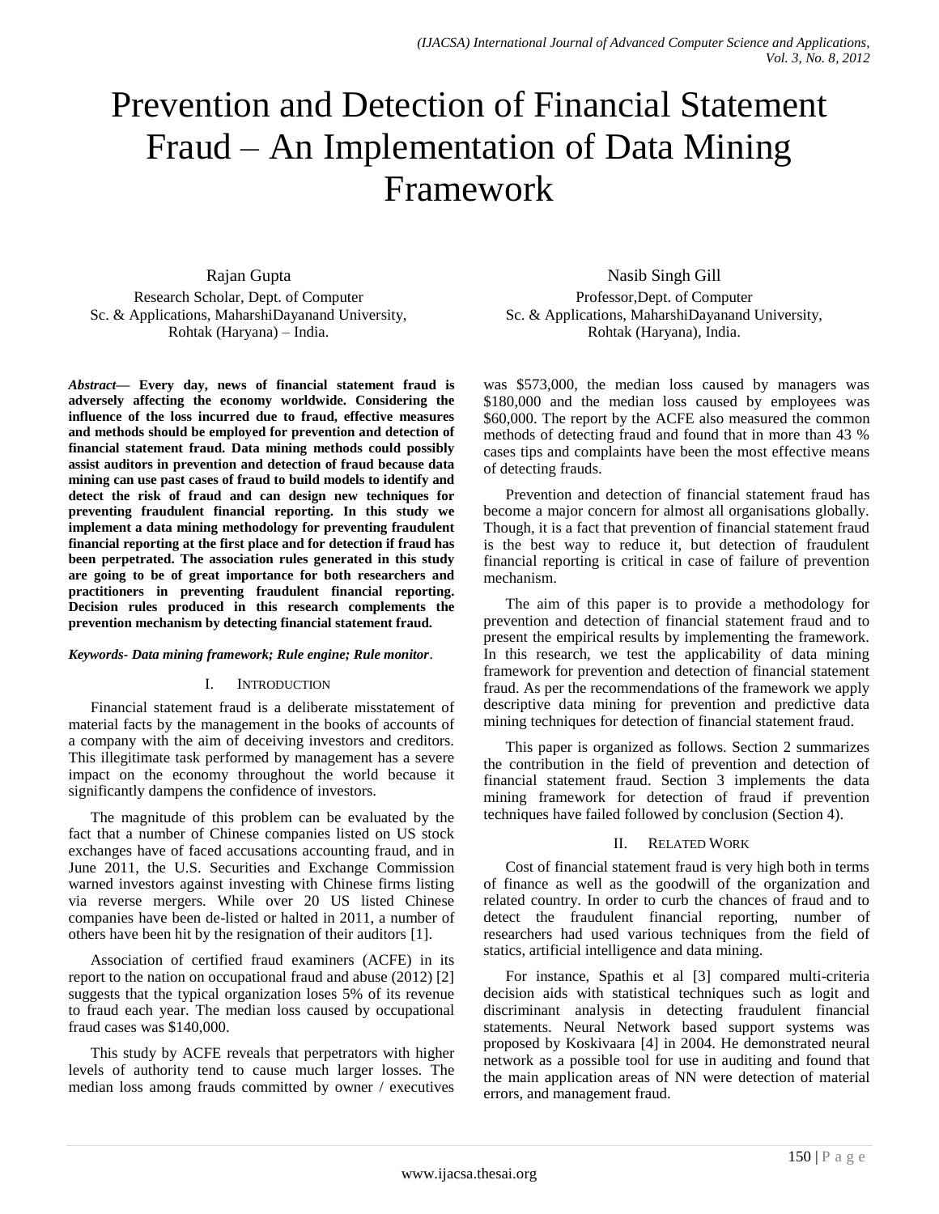# Prevention and Detection of Financial Statement Fraud – An Implementation of Data Mining Framework

Rajan Gupta
Research Scholar, Dept. of Computer Sc. & Applications, MaharshiDayanand University, Rohtak (Haryana) – India.

Nasib Singh Gill
Professor,Dept. of Computer Sc. & Applications, MaharshiDayanand University, Rohtak (Haryana), India.

***Abstract*— Every day, news of financial statement fraud is adversely affecting the economy worldwide. Considering the influence of the loss incurred due to fraud, effective measures and methods should be employed for prevention and detection of financial statement fraud. Data mining methods could possibly assist auditors in prevention and detection of fraud because data mining can use past cases of fraud to build models to identify and detect the risk of fraud and can design new techniques for preventing fraudulent financial reporting. In this study we implement a data mining methodology for preventing fraudulent financial reporting at the first place and for detection if fraud has been perpetrated. The association rules generated in this study are going to be of great importance for both researchers and practitioners in preventing fraudulent financial reporting. Decision rules produced in this research complements the prevention mechanism by detecting financial statement fraud.**

***Keywords- Data mining framework; Rule engine; Rule monitor*.**

## I. Introduction

Financial statement fraud is a deliberate misstatement of material facts by the management in the books of accounts of a company with the aim of deceiving investors and creditors. This illegitimate task performed by management has a severe impact on the economy throughout the world because it significantly dampens the confidence of investors.

The magnitude of this problem can be evaluated by the fact that a number of Chinese companies listed on US stock exchanges have of faced accusations accounting fraud, and in June 2011, the U.S. Securities and Exchange Commission warned investors against investing with Chinese firms listing via reverse mergers. While over 20 US listed Chinese companies have been de-listed or halted in 2011, a number of others have been hit by the resignation of their auditors [1].

Association of certified fraud examiners (ACFE) in its report to the nation on occupational fraud and abuse (2012) [2] suggests that the typical organization loses 5% of its revenue to fraud each year. The median loss caused by occupational fraud cases was $140,000.

This study by ACFE reveals that perpetrators with higher levels of authority tend to cause much larger losses. The median loss among frauds committed by owner / executives was $573,000, the median loss caused by managers was $180,000 and the median loss caused by employees was $60,000. The report by the ACFE also measured the common methods of detecting fraud and found that in more than 43 % cases tips and complaints have been the most effective means of detecting frauds.

Prevention and detection of financial statement fraud has become a major concern for almost all organisations globally. Though, it is a fact that prevention of financial statement fraud is the best way to reduce it, but detection of fraudulent financial reporting is critical in case of failure of prevention mechanism.

The aim of this paper is to provide a methodology for prevention and detection of financial statement fraud and to present the empirical results by implementing the framework. In this research, we test the applicability of data mining framework for prevention and detection of financial statement fraud. As per the recommendations of the framework we apply descriptive data mining for prevention and predictive data mining techniques for detection of financial statement fraud.

This paper is organized as follows. Section 2 summarizes the contribution in the field of prevention and detection of financial statement fraud. Section 3 implements the data mining framework for detection of fraud if prevention techniques have failed followed by conclusion (Section 4).

## II. Related Work

Cost of financial statement fraud is very high both in terms of finance as well as the goodwill of the organization and related country. In order to curb the chances of fraud and to detect the fraudulent financial reporting, number of researchers had used various techniques from the field of statics, artificial intelligence and data mining.

For instance, Spathis et al [3] compared multi-criteria decision aids with statistical techniques such as logit and discriminant analysis in detecting fraudulent financial statements. Neural Network based support systems was proposed by Koskivaara [4] in 2004. He demonstrated neural network as a possible tool for use in auditing and found that the main application areas of NN were detection of material errors, and management fraud.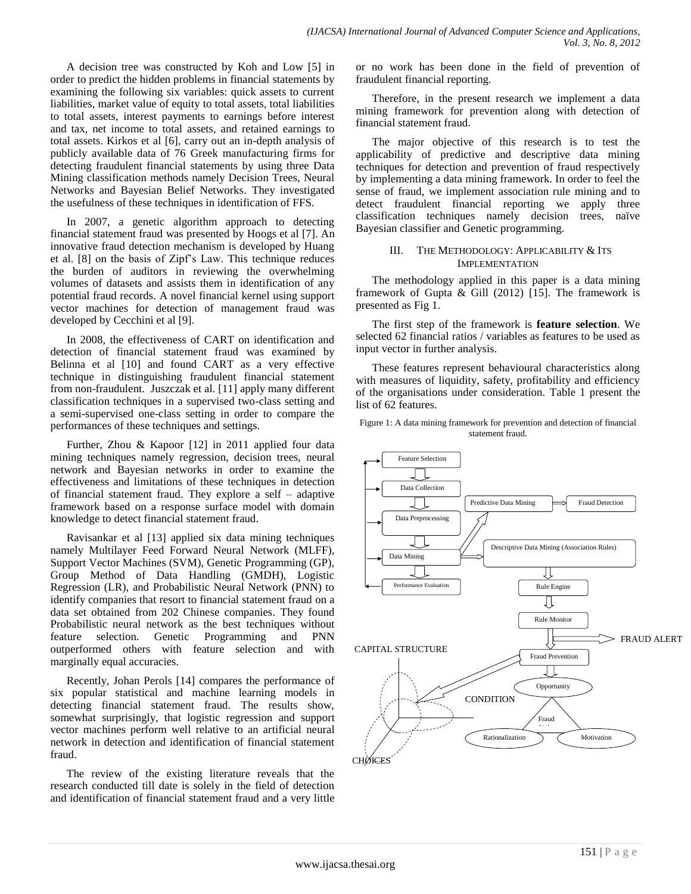A decision tree was constructed by Koh and Low [5] in order to predict the hidden problems in financial statements by examining the following six variables: quick assets to current liabilities, market value of equity to total assets, total liabilities to total assets, interest payments to earnings before interest and tax, net income to total assets, and retained earnings to total assets. Kirkos et al [6], carry out an in-depth analysis of publicly available data of 76 Greek manufacturing firms for detecting fraudulent financial statements by using three Data Mining classification methods namely Decision Trees, Neural Networks and Bayesian Belief Networks. They investigated the usefulness of these techniques in identification of FFS.

In 2007, a genetic algorithm approach to detecting financial statement fraud was presented by Hoogs et al [7]. An innovative fraud detection mechanism is developed by Huang et al. [8] on the basis of Zipf's Law. This technique reduces the burden of auditors in reviewing the overwhelming volumes of datasets and assists them in identification of any potential fraud records. A novel financial kernel using support vector machines for detection of management fraud was developed by Cecchini et al [9].

In 2008, the effectiveness of CART on identification and detection of financial statement fraud was examined by Belinna et al [10] and found CART as a very effective technique in distinguishing fraudulent financial statement from non-fraudulent. Juszczak et al. [11] apply many different classification techniques in a supervised two-class setting and a semi-supervised one-class setting in order to compare the performances of these techniques and settings.

Further, Zhou & Kapoor [12] in 2011 applied four data mining techniques namely regression, decision trees, neural network and Bayesian networks in order to examine the effectiveness and limitations of these techniques in detection of financial statement fraud. They explore a self – adaptive framework based on a response surface model with domain knowledge to detect financial statement fraud.

Ravisankar et al [13] applied six data mining techniques namely Multilayer Feed Forward Neural Network (MLFF), Support Vector Machines (SVM), Genetic Programming (GP), Group Method of Data Handling (GMDH), Logistic Regression (LR), and Probabilistic Neural Network (PNN) to identify companies that resort to financial statement fraud on a data set obtained from 202 Chinese companies. They found Probabilistic neural network as the best techniques without feature selection. Genetic Programming and PNN outperformed others with feature selection and with marginally equal accuracies.

Recently, Johan Perols [14] compares the performance of six popular statistical and machine learning models in detecting financial statement fraud. The results show, somewhat surprisingly, that logistic regression and support vector machines perform well relative to an artificial neural network in detection and identification of financial statement fraud.

The review of the existing literature reveals that the research conducted till date is solely in the field of detection and identification of financial statement fraud and a very little or no work has been done in the field of prevention of fraudulent financial reporting.

Therefore, in the present research we implement a data mining framework for prevention along with detection of financial statement fraud.

The major objective of this research is to test the applicability of predictive and descriptive data mining techniques for detection and prevention of fraud respectively by implementing a data mining framework. In order to feel the sense of fraud, we implement association rule mining and to detect fraudulent financial reporting we apply three classification techniques namely decision trees, naïve Bayesian classifier and Genetic programming.

## III. The Methodology: Applicability & Its Implementation

The methodology applied in this paper is a data mining framework of Gupta & Gill (2012) [15]. The framework is presented as Fig 1.

The first step of the framework is **feature selection**. We selected 62 financial ratios / variables as features to be used as input vector in further analysis.

These features represent behavioural characteristics along with measures of liquidity, safety, profitability and efficiency of the organisations under consideration. Table 1 present the list of 62 features.

Figure 1: A data mining framework for prevention and detection of financial statement fraud.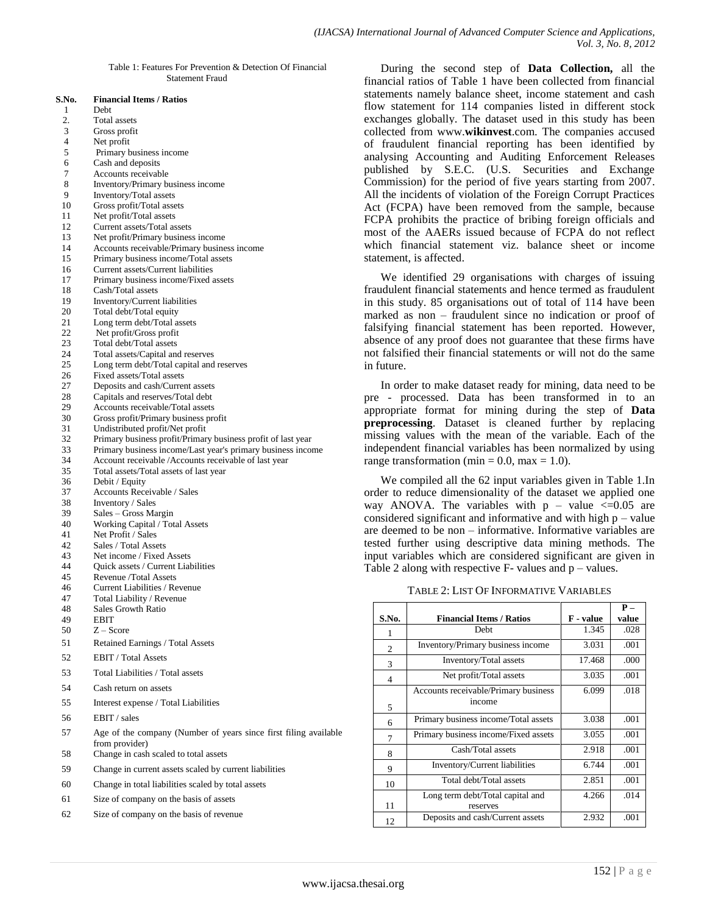Table 1: Features For Prevention & Detection Of Financial Statement Fraud

| S.No. | Financial Items / Ratios |
|---|---|
| 1 | Debt |
| 2. | Total assets |
| 3 | Gross profit |
| 4 | Net profit |
| 5 | Primary business income |
| 6 | Cash and deposits |
| 7 | Accounts receivable |
| 8 | Inventory/Primary business income |
| 9 | Inventory/Total assets |
| 10 | Gross profit/Total assets |
| 11 | Net profit/Total assets |
| 12 | Current assets/Total assets |
| 13 | Net profit/Primary business income |
| 14 | Accounts receivable/Primary business income |
| 15 | Primary business income/Total assets |
| 16 | Current assets/Current liabilities |
| 17 | Primary business income/Fixed assets |
| 18 | Cash/Total assets |
| 19 | Inventory/Current liabilities |
| 20 | Total debt/Total equity |
| 21 | Long term debt/Total assets |
| 22 | Net profit/Gross profit |
| 23 | Total debt/Total assets |
| 24 | Total assets/Capital and reserves |
| 25 | Long term debt/Total capital and reserves |
| 26 | Fixed assets/Total assets |
| 27 | Deposits and cash/Current assets |
| 28 | Capitals and reserves/Total debt |
| 29 | Accounts receivable/Total assets |
| 30 | Gross profit/Primary business profit |
| 31 | Undistributed profit/Net profit |
| 32 | Primary business profit/Primary business profit of last year |
| 33 | Primary business income/Last year's primary business income |
| 34 | Account receivable /Accounts receivable of last year |
| 35 | Total assets/Total assets of last year |
| 36 | Debit / Equity |
| 37 | Accounts Receivable / Sales |
| 38 | Inventory / Sales |
| 39 | Sales – Gross Margin |
| 40 | Working Capital / Total Assets |
| 41 | Net Profit / Sales |
| 42 | Sales / Total Assets |
| 43 | Net income / Fixed Assets |
| 44 | Quick assets / Current Liabilities |
| 45 | Revenue /Total Assets |
| 46 | Current Liabilities / Revenue |
| 47 | Total Liability / Revenue |
| 48 | Sales Growth Ratio |
| 49 | EBIT |
| 50 | Z – Score |
| 51 | Retained Earnings / Total Assets |
| 52 | EBIT / Total Assets |
| 53 | Total Liabilities / Total assets |
| 54 | Cash return on assets |
| 55 | Interest expense / Total Liabilities |
| 56 | EBIT / sales |
| 57 | Age of the company (Number of years since first filing available from provider) |
| 58 | Change in cash scaled to total assets |
| 59 | Change in current assets scaled by current liabilities |
| 60 | Change in total liabilities scaled by total assets |
| 61 | Size of company on the basis of assets |
| 62 | Size of company on the basis of revenue |

During the second step of **Data Collection,** all the financial ratios of Table 1 have been collected from financial statements namely balance sheet, income statement and cash flow statement for 114 companies listed in different stock exchanges globally. The dataset used in this study has been collected from www.**wikinvest**.com. The companies accused of fraudulent financial reporting has been identified by analysing Accounting and Auditing Enforcement Releases published by S.E.C. (U.S. Securities and Exchange Commission) for the period of five years starting from 2007. All the incidents of violation of the Foreign Corrupt Practices Act (FCPA) have been removed from the sample, because FCPA prohibits the practice of bribing foreign officials and most of the AAERs issued because of FCPA do not reflect which financial statement viz. balance sheet or income statement, is affected.

We identified 29 organisations with charges of issuing fraudulent financial statements and hence termed as fraudulent in this study. 85 organisations out of total of 114 have been marked as non – fraudulent since no indication or proof of falsifying financial statement has been reported. However, absence of any proof does not guarantee that these firms have not falsified their financial statements or will not do the same in future.

In order to make dataset ready for mining, data need to be pre - processed. Data has been transformed in to an appropriate format for mining during the step of **Data preprocessing**. Dataset is cleaned further by replacing missing values with the mean of the variable. Each of the independent financial variables has been normalized by using range transformation (min = 0.0, max = 1.0).

We compiled all the 62 input variables given in Table 1.In order to reduce dimensionality of the dataset we applied one way ANOVA. The variables with p – value <=0.05 are considered significant and informative and with high p – value are deemed to be non – informative. Informative variables are tested further using descriptive data mining methods. The input variables which are considered significant are given in Table 2 along with respective F- values and p – values.

TABLE 2: LIST OF INFORMATIVE VARIABLES

| S.No. | Financial Items / Ratios | F - value | P – value |
|---|---|---|---|
| 1 | Debt | 1.345 | .028 |
| 2 | Inventory/Primary business income | 3.031 | .001 |
| 3 | Inventory/Total assets | 17.468 | .000 |
| 4 | Net profit/Total assets | 3.035 | .001 |
| 5 | Accounts receivable/Primary business income | 6.099 | .018 |
| 6 | Primary business income/Total assets | 3.038 | .001 |
| 7 | Primary business income/Fixed assets | 3.055 | .001 |
| 8 | Cash/Total assets | 2.918 | .001 |
| 9 | Inventory/Current liabilities | 6.744 | .001 |
| 10 | Total debt/Total assets | 2.851 | .001 |
| 11 | Long term debt/Total capital and reserves | 4.266 | .014 |
| 12 | Deposits and cash/Current assets | 2.932 | .001 |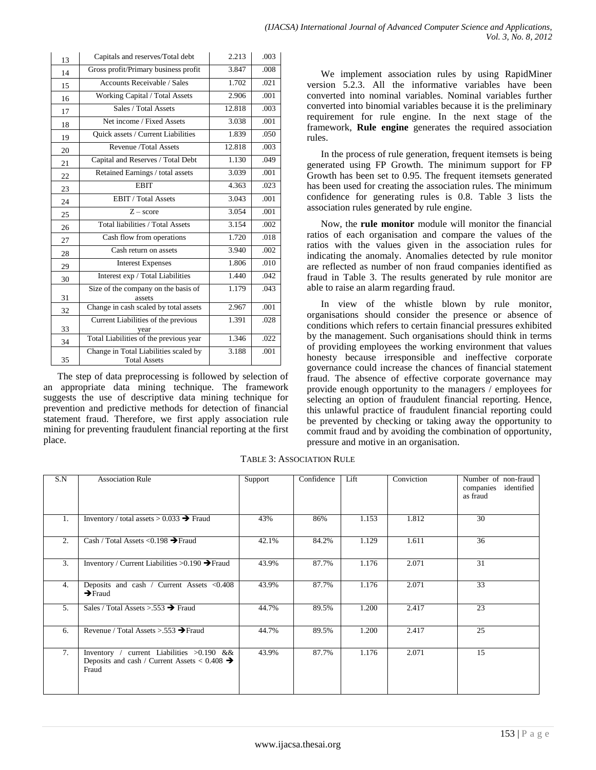| 13 | Capitals and reserves/Total debt | 2.213 | .003 |
|---|---|---|---|
| 14 | Gross profit/Primary business profit | 3.847 | .008 |
| 15 | Accounts Receivable / Sales | 1.702 | .021 |
| 16 | Working Capital / Total Assets | 2.906 | .001 |
| 17 | Sales / Total Assets | 12.818 | .003 |
| 18 | Net income / Fixed Assets | 3.038 | .001 |
| 19 | Quick assets / Current Liabilities | 1.839 | .050 |
| 20 | Revenue /Total Assets | 12.818 | .003 |
| 21 | Capital and Reserves / Total Debt | 1.130 | .049 |
| 22 | Retained Earnings / total assets | 3.039 | .001 |
| 23 | EBIT | 4.363 | .023 |
| 24 | EBIT / Total Assets | 3.043 | .001 |
| 25 | Z – score | 3.054 | .001 |
| 26 | Total liabilities / Total Assets | 3.154 | .002 |
| 27 | Cash flow from operations | 1.720 | .018 |
| 28 | Cash return on assets | 3.940 | .002 |
| 29 | Interest Expenses | 1.806 | .010 |
| 30 | Interest exp / Total Liabilities | 1.440 | .042 |
| 31 | Size of the company on the basis of assets | 1.179 | .043 |
| 32 | Change in cash scaled by total assets | 2.967 | .001 |
| 33 | Current Liabilities of the previous year | 1.391 | .028 |
| 34 | Total Liabilities of the previous year | 1.346 | .022 |
| 35 | Change in Total Liabilities scaled by Total Assets | 3.188 | .001 |

The step of data preprocessing is followed by selection of an appropriate data mining technique. The framework suggests the use of descriptive data mining technique for prevention and predictive methods for detection of financial statement fraud. Therefore, we first apply association rule mining for preventing fraudulent financial reporting at the first place.

We implement association rules by using RapidMiner version 5.2.3. All the informative variables have been converted into nominal variables. Nominal variables further converted into binomial variables because it is the preliminary requirement for rule engine. In the next stage of the framework, **Rule engine** generates the required association rules.

In the process of rule generation, frequent itemsets is being generated using FP Growth. The minimum support for FP Growth has been set to 0.95. The frequent itemsets generated has been used for creating the association rules. The minimum confidence for generating rules is 0.8. Table 3 lists the association rules generated by rule engine.

Now, the **rule monitor** module will monitor the financial ratios of each organisation and compare the values of the ratios with the values given in the association rules for indicating the anomaly. Anomalies detected by rule monitor are reflected as number of non fraud companies identified as fraud in Table 3. The results generated by rule monitor are able to raise an alarm regarding fraud.

In view of the whistle blown by rule monitor, organisations should consider the presence or absence of conditions which refers to certain financial pressures exhibited by the management. Such organisations should think in terms of providing employees the working environment that values honesty because irresponsible and ineffective corporate governance could increase the chances of financial statement fraud. The absence of effective corporate governance may provide enough opportunity to the managers / employees for selecting an option of fraudulent financial reporting. Hence, this unlawful practice of fraudulent financial reporting could be prevented by checking or taking away the opportunity to commit fraud and by avoiding the combination of opportunity, pressure and motive in an organisation.

TABLE 3: ASSOCIATION RULE

| S.N | Association Rule | Support | Confidence | Lift | Conviction | Number of non-fraud companies identified as fraud |
|---|---|---|---|---|---|---|
| 1. | Inventory / total assets > 0.033 → Fraud | 43% | 86% | 1.153 | 1.812 | 30 |
| 2. | Cash / Total Assets <0.198 →Fraud | 42.1% | 84.2% | 1.129 | 1.611 | 36 |
| 3. | Inventory / Current Liabilities >0.190 →Fraud | 43.9% | 87.7% | 1.176 | 2.071 | 31 |
| 4. | Deposits and cash / Current Assets <0.408 →Fraud | 43.9% | 87.7% | 1.176 | 2.071 | 33 |
| 5. | Sales / Total Assets >.553 → Fraud | 44.7% | 89.5% | 1.200 | 2.417 | 23 |
| 6. | Revenue / Total Assets >.553 →Fraud | 44.7% | 89.5% | 1.200 | 2.417 | 25 |
| 7. | Inventory / current Liabilities >0.190 && Deposits and cash / Current Assets < 0.408 → Fraud | 43.9% | 87.7% | 1.176 | 2.071 | 15 |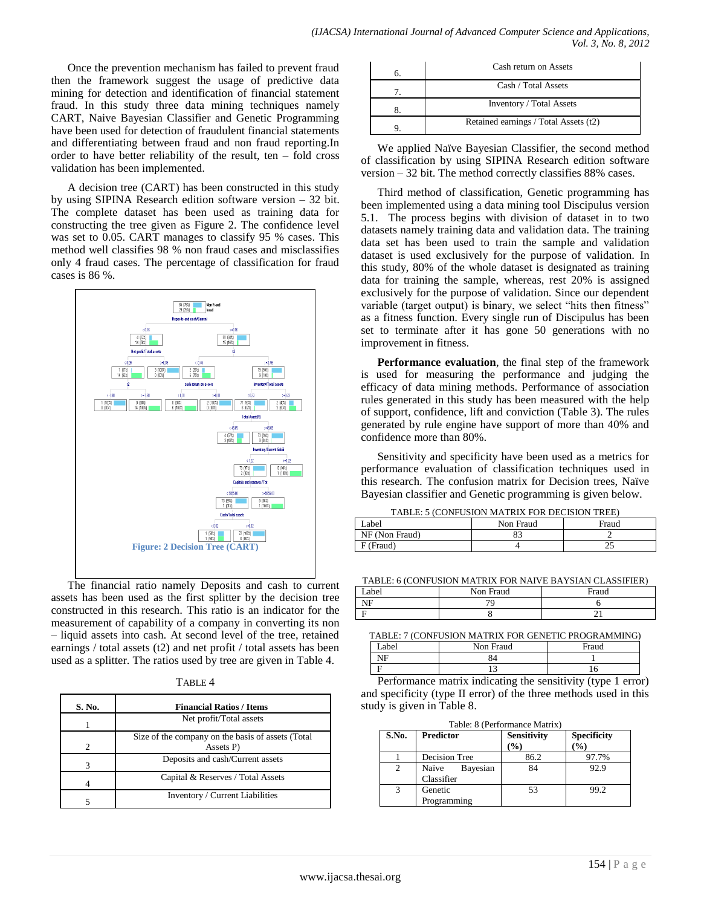Once the prevention mechanism has failed to prevent fraud then the framework suggest the usage of predictive data mining for detection and identification of financial statement fraud. In this study three data mining techniques namely CART, Naive Bayesian Classifier and Genetic Programming have been used for detection of fraudulent financial statements and differentiating between fraud and non fraud reporting.In order to have better reliability of the result, ten – fold cross validation has been implemented.

A decision tree (CART) has been constructed in this study by using SIPINA Research edition software version – 32 bit. The complete dataset has been used as training data for constructing the tree given as Figure 2. The confidence level was set to 0.05. CART manages to classify 95 % cases. This method well classifies 98 % non fraud cases and misclassifies only 4 fraud cases. The percentage of classification for fraud cases is 86 %.

Figure: 2 Decision Tree (CART)

The financial ratio namely Deposits and cash to current assets has been used as the first splitter by the decision tree constructed in this research. This ratio is an indicator for the measurement of capability of a company in converting its non – liquid assets into cash. At second level of the tree, retained earnings / total assets (t2) and net profit / total assets has been used as a splitter. The ratios used by tree are given in Table 4.

TABLE 4

| S. No. | Financial Ratios / Items |
|---|---|
| 1 | Net profit/Total assets |
| 2 | Size of the company on the basis of assets (Total Assets P) |
| 3 | Deposits and cash/Current assets |
| 4 | Capital & Reserves / Total Assets |
| 5 | Inventory / Current Liabilities |
| 6. | Cash return on Assets |
| 7. | Cash / Total Assets |
| 8. | Inventory / Total Assets |
| 9. | Retained earnings / Total Assets (t2) |

We applied Naïve Bayesian Classifier, the second method of classification by using SIPINA Research edition software version – 32 bit. The method correctly classifies 88% cases.

Third method of classification, Genetic programming has been implemented using a data mining tool Discipulus version 5.1. The process begins with division of dataset in to two datasets namely training data and validation data. The training data set has been used to train the sample and validation dataset is used exclusively for the purpose of validation. In this study, 80% of the whole dataset is designated as training data for training the sample, whereas, rest 20% is assigned exclusively for the purpose of validation. Since our dependent variable (target output) is binary, we select "hits then fitness" as a fitness function. Every single run of Discipulus has been set to terminate after it has gone 50 generations with no improvement in fitness.

**Performance evaluation**, the final step of the framework is used for measuring the performance and judging the efficacy of data mining methods. Performance of association rules generated in this study has been measured with the help of support, confidence, lift and conviction (Table 3). The rules generated by rule engine have support of more than 40% and confidence more than 80%.

Sensitivity and specificity have been used as a metrics for performance evaluation of classification techniques used in this research. The confusion matrix for Decision trees, Naïve Bayesian classifier and Genetic programming is given below.

TABLE: 5 (CONFUSION MATRIX FOR DECISION TREE)

| Label | Non Fraud | Fraud |
|---|---|---|
| NF (Non Fraud) | 83 | 2 |
| F (Fraud) | 4 | 25 |

TABLE: 6 (CONFUSION MATRIX FOR NAIVE BAYSIAN CLASSIFIER)

| Label | Non Fraud | Fraud |
|---|---|---|
| NF | 79 | 6 |
| F | 8 | 21 |

TABLE: 7 (CONFUSION MATRIX FOR GENETIC PROGRAMMING)

| Label | Non Fraud | Fraud |
|---|---|---|
| NF | 84 | 1 |
| F | 13 | 16 |

Performance matrix indicating the sensitivity (type 1 error) and specificity (type II error) of the three methods used in this study is given in Table 8.

Table: 8 (Performance Matrix)

| S.No. | Predictor | Sensitivity (%) | Specificity (%) |
|---|---|---|---|
| 1 | Decision Tree | 86.2 | 97.7% |
| 2 | Naïve Bayesian Classifier | 84 | 92.9 |
| 3 | Genetic Programming | 53 | 99.2 |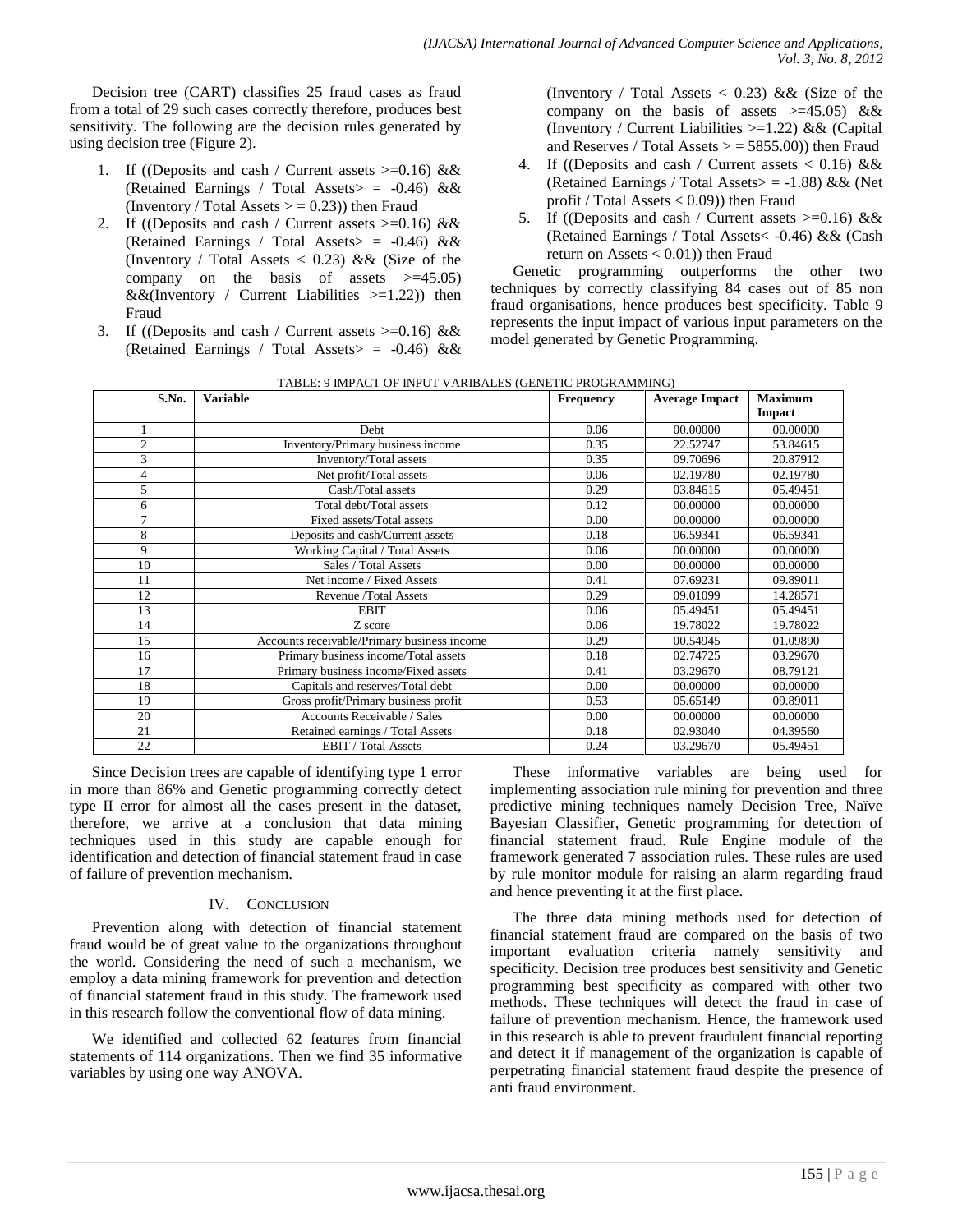Decision tree (CART) classifies 25 fraud cases as fraud from a total of 29 such cases correctly therefore, produces best sensitivity. The following are the decision rules generated by using decision tree (Figure 2).

1. If ((Deposits and cash / Current assets >=0.16) && (Retained Earnings / Total Assets> = -0.46) && (Inventory / Total Assets > = 0.23)) then Fraud
2. If ((Deposits and cash / Current assets >=0.16) && (Retained Earnings / Total Assets> = -0.46) && (Inventory / Total Assets < 0.23) && (Size of the company on the basis of assets >=45.05) &&(Inventory / Current Liabilities >=1.22)) then Fraud
3. If ((Deposits and cash / Current assets >=0.16) && (Retained Earnings / Total Assets> = -0.46) && (Inventory / Total Assets < 0.23) && (Size of the company on the basis of assets >=45.05) && (Inventory / Current Liabilities >=1.22) && (Capital and Reserves / Total Assets > = 5855.00)) then Fraud
4. If ((Deposits and cash / Current assets < 0.16) && (Retained Earnings / Total Assets> = -1.88) && (Net profit / Total Assets < 0.09)) then Fraud
5. If ((Deposits and cash / Current assets >=0.16) && (Retained Earnings / Total Assets< -0.46) && (Cash return on Assets < 0.01)) then Fraud

Genetic programming outperforms the other two techniques by correctly classifying 84 cases out of 85 non fraud organisations, hence produces best specificity. Table 9 represents the input impact of various input parameters on the model generated by Genetic Programming.

TABLE: 9 IMPACT OF INPUT VARIBALES (GENETIC PROGRAMMING)

| S.No. | Variable | Frequency | Average Impact | Maximum Impact |
|---|---|---|---|---|
| 1 | Debt | 0.06 | 00.00000 | 00.00000 |
| 2 | Inventory/Primary business income | 0.35 | 22.52747 | 53.84615 |
| 3 | Inventory/Total assets | 0.35 | 09.70696 | 20.87912 |
| 4 | Net profit/Total assets | 0.06 | 02.19780 | 02.19780 |
| 5 | Cash/Total assets | 0.29 | 03.84615 | 05.49451 |
| 6 | Total debt/Total assets | 0.12 | 00.00000 | 00.00000 |
| 7 | Fixed assets/Total assets | 0.00 | 00.00000 | 00.00000 |
| 8 | Deposits and cash/Current assets | 0.18 | 06.59341 | 06.59341 |
| 9 | Working Capital / Total Assets | 0.06 | 00.00000 | 00.00000 |
| 10 | Sales / Total Assets | 0.00 | 00.00000 | 00.00000 |
| 11 | Net income / Fixed Assets | 0.41 | 07.69231 | 09.89011 |
| 12 | Revenue /Total Assets | 0.29 | 09.01099 | 14.28571 |
| 13 | EBIT | 0.06 | 05.49451 | 05.49451 |
| 14 | Z score | 0.06 | 19.78022 | 19.78022 |
| 15 | Accounts receivable/Primary business income | 0.29 | 00.54945 | 01.09890 |
| 16 | Primary business income/Total assets | 0.18 | 02.74725 | 03.29670 |
| 17 | Primary business income/Fixed assets | 0.41 | 03.29670 | 08.79121 |
| 18 | Capitals and reserves/Total debt | 0.00 | 00.00000 | 00.00000 |
| 19 | Gross profit/Primary business profit | 0.53 | 05.65149 | 09.89011 |
| 20 | Accounts Receivable / Sales | 0.00 | 00.00000 | 00.00000 |
| 21 | Retained earnings / Total Assets | 0.18 | 02.93040 | 04.39560 |
| 22 | EBIT / Total Assets | 0.24 | 03.29670 | 05.49451 |

Since Decision trees are capable of identifying type 1 error in more than 86% and Genetic programming correctly detect type II error for almost all the cases present in the dataset, therefore, we arrive at a conclusion that data mining techniques used in this study are capable enough for identification and detection of financial statement fraud in case of failure of prevention mechanism.

## IV. CONCLUSION

Prevention along with detection of financial statement fraud would be of great value to the organizations throughout the world. Considering the need of such a mechanism, we employ a data mining framework for prevention and detection of financial statement fraud in this study. The framework used in this research follow the conventional flow of data mining.

We identified and collected 62 features from financial statements of 114 organizations. Then we find 35 informative variables by using one way ANOVA.

These informative variables are being used for implementing association rule mining for prevention and three predictive mining techniques namely Decision Tree, Naïve Bayesian Classifier, Genetic programming for detection of financial statement fraud. Rule Engine module of the framework generated 7 association rules. These rules are used by rule monitor module for raising an alarm regarding fraud and hence preventing it at the first place.

The three data mining methods used for detection of financial statement fraud are compared on the basis of two important evaluation criteria namely sensitivity and specificity. Decision tree produces best sensitivity and Genetic programming best specificity as compared with other two methods. These techniques will detect the fraud in case of failure of prevention mechanism. Hence, the framework used in this research is able to prevent fraudulent financial reporting and detect it if management of the organization is capable of perpetrating financial statement fraud despite the presence of anti fraud environment.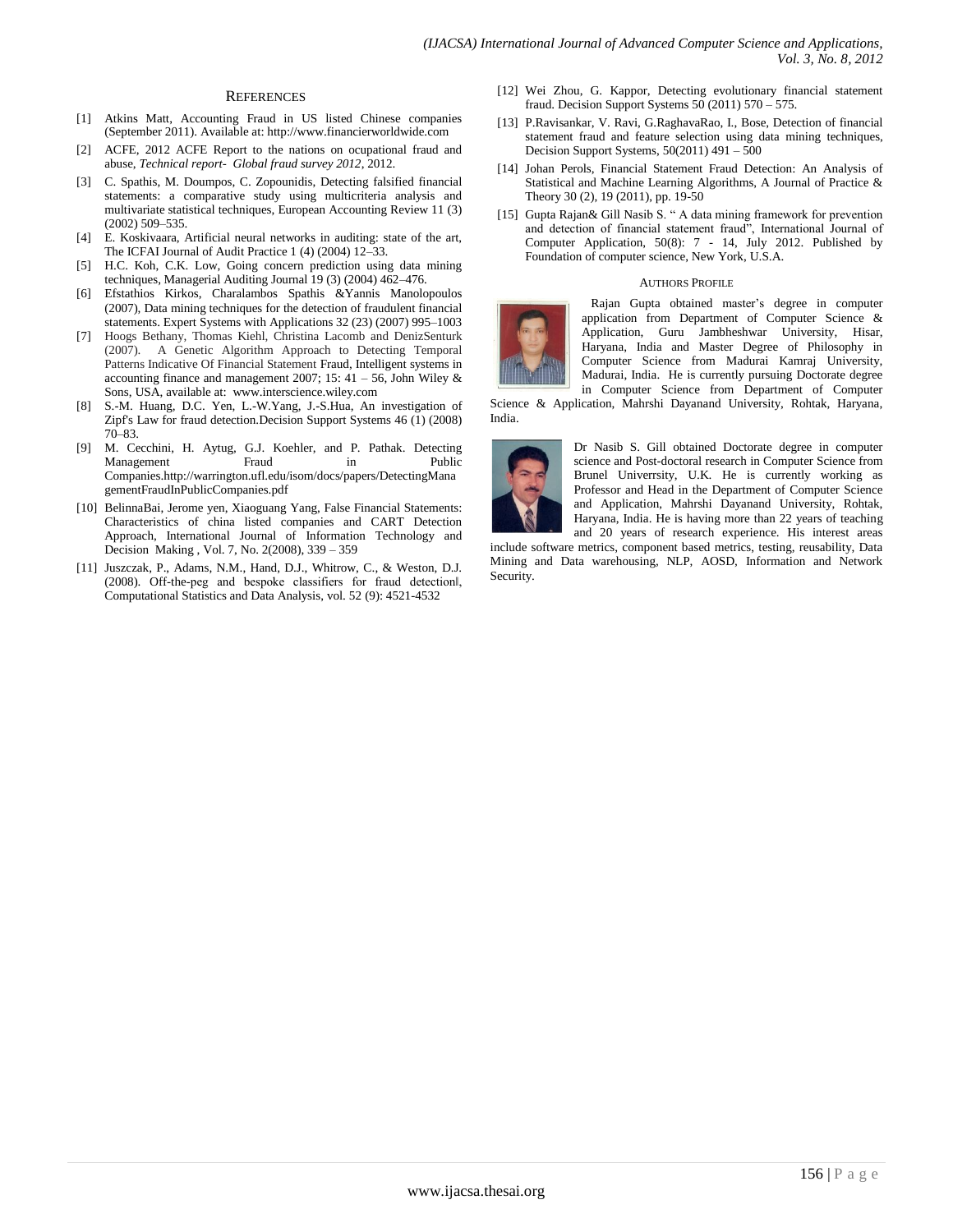## REFERENCES

[1] Atkins Matt, Accounting Fraud in US listed Chinese companies (September 2011). Available at: http://www.financierworldwide.com

[2] ACFE, 2012 ACFE Report to the nations on ocupational fraud and abuse, *Technical report- Global fraud survey 2012*, 2012.

[3] C. Spathis, M. Doumpos, C. Zopounidis, Detecting falsified financial statements: a comparative study using multicriteria analysis and multivariate statistical techniques, European Accounting Review 11 (3) (2002) 509–535.

[4] E. Koskivaara, Artificial neural networks in auditing: state of the art, The ICFAI Journal of Audit Practice 1 (4) (2004) 12–33.

[5] H.C. Koh, C.K. Low, Going concern prediction using data mining techniques, Managerial Auditing Journal 19 (3) (2004) 462–476.

[6] Efstathios Kirkos, Charalambos Spathis &Yannis Manolopoulos (2007), Data mining techniques for the detection of fraudulent financial statements. Expert Systems with Applications 32 (23) (2007) 995–1003

[7] Hoogs Bethany, Thomas Kiehl, Christina Lacomb and DenizSenturk (2007). A Genetic Algorithm Approach to Detecting Temporal Patterns Indicative Of Financial Statement Fraud, Intelligent systems in accounting finance and management 2007; 15: 41 – 56, John Wiley & Sons, USA, available at: www.interscience.wiley.com

[8] S.-M. Huang, D.C. Yen, L.-W.Yang, J.-S.Hua, An investigation of Zipf's Law for fraud detection.Decision Support Systems 46 (1) (2008) 70–83.

[9] M. Cecchini, H. Aytug, G.J. Koehler, and P. Pathak. Detecting Management Fraud in Public Companies.http://warrington.ufl.edu/isom/docs/papers/DetectingManagementFraudInPublicCompanies.pdf

[10] BelinnaBai, Jerome yen, Xiaoguang Yang, False Financial Statements: Characteristics of china listed companies and CART Detection Approach, International Journal of Information Technology and Decision Making , Vol. 7, No. 2(2008), 339 – 359

[11] Juszczak, P., Adams, N.M., Hand, D.J., Whitrow, C., & Weston, D.J. (2008). Off-the-peg and bespoke classifiers for fraud detection‖, Computational Statistics and Data Analysis, vol. 52 (9): 4521-4532

[12] Wei Zhou, G. Kappor, Detecting evolutionary financial statement fraud. Decision Support Systems 50 (2011) 570 – 575.

[13] P.Ravisankar, V. Ravi, G.RaghavaRao, I., Bose, Detection of financial statement fraud and feature selection using data mining techniques, Decision Support Systems, 50(2011) 491 – 500

[14] Johan Perols, Financial Statement Fraud Detection: An Analysis of Statistical and Machine Learning Algorithms, A Journal of Practice & Theory 30 (2), 19 (2011), pp. 19-50

[15] Gupta Rajan& Gill Nasib S. " A data mining framework for prevention and detection of financial statement fraud", International Journal of Computer Application, 50(8): 7 - 14, July 2012. Published by Foundation of computer science, New York, U.S.A.

## AUTHORS PROFILE

Rajan Gupta obtained master's degree in computer application from Department of Computer Science & Application, Guru Jambheshwar University, Hisar, Haryana, India and Master Degree of Philosophy in Computer Science from Madurai Kamraj University, Madurai, India. He is currently pursuing Doctorate degree in Computer Science from Department of Computer Science & Application, Mahrshi Dayanand University, Rohtak, Haryana, India.

Dr Nasib S. Gill obtained Doctorate degree in computer science and Post-doctoral research in Computer Science from Brunel Univerrsity, U.K. He is currently working as Professor and Head in the Department of Computer Science and Application, Mahrshi Dayanand University, Rohtak, Haryana, India. He is having more than 22 years of teaching and 20 years of research experience. His interest areas include software metrics, component based metrics, testing, reusability, Data Mining and Data warehousing, NLP, AOSD, Information and Network Security.